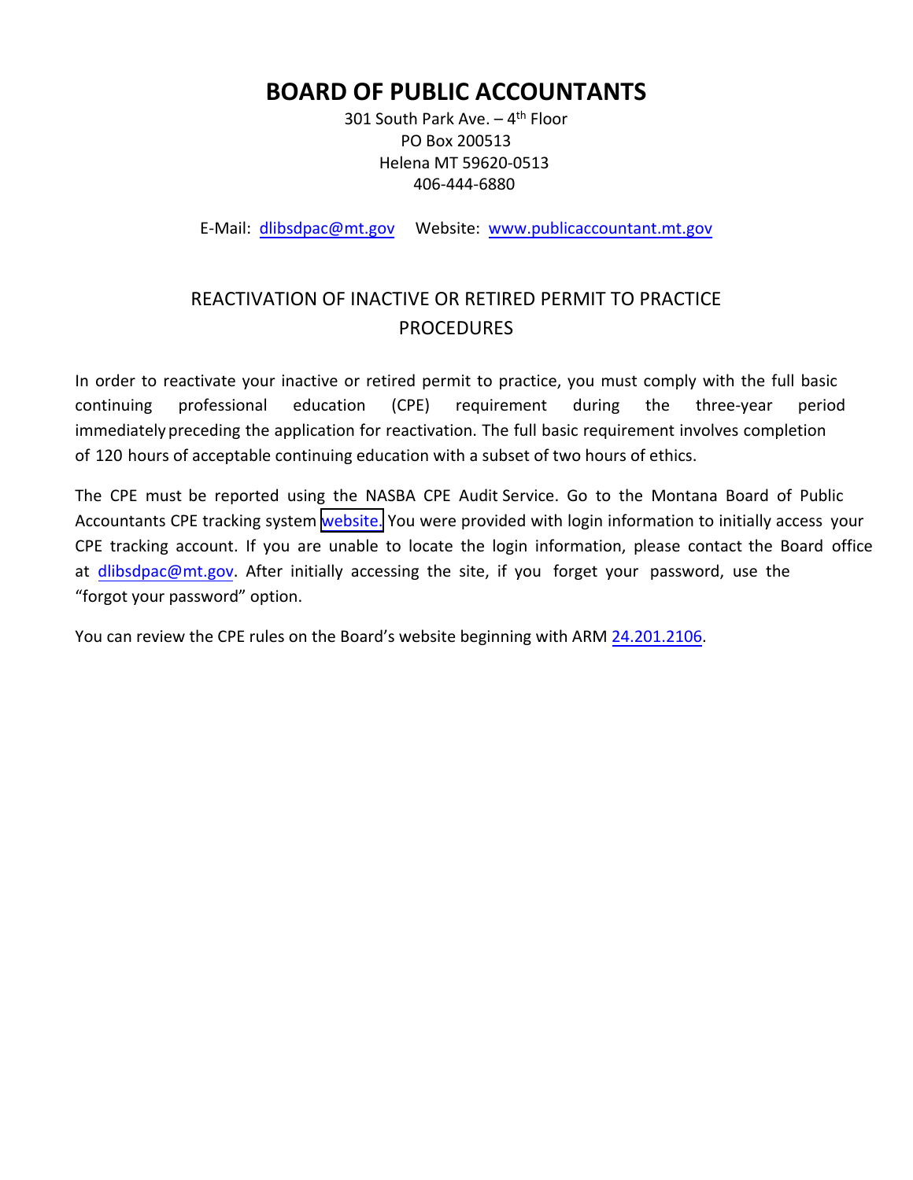# BOARD OF PUBLIC ACCOUNTANTS

301 South Park Ave. – 4th Floor
PO Box 200513
Helena MT 59620-0513
406-444-6880

E-Mail: dlibsdpac@mt.gov Website: www.publicaccountant.mt.gov

## REACTIVATION OF INACTIVE OR RETIRED PERMIT TO PRACTICE PROCEDURES

In order to reactivate your inactive or retired permit to practice, you must comply with the full basic continuing professional education (CPE) requirement during the three-year period immediately preceding the application for reactivation. The full basic requirement involves completion of 120 hours of acceptable continuing education with a subset of two hours of ethics.

The CPE must be reported using the NASBA CPE Audit Service. Go to the Montana Board of Public Accountants CPE tracking system website. You were provided with login information to initially access your CPE tracking account. If you are unable to locate the login information, please contact the Board office at dlibsdpac@mt.gov. After initially accessing the site, if you forget your password, use the "forgot your password" option.

You can review the CPE rules on the Board's website beginning with ARM 24.201.2106.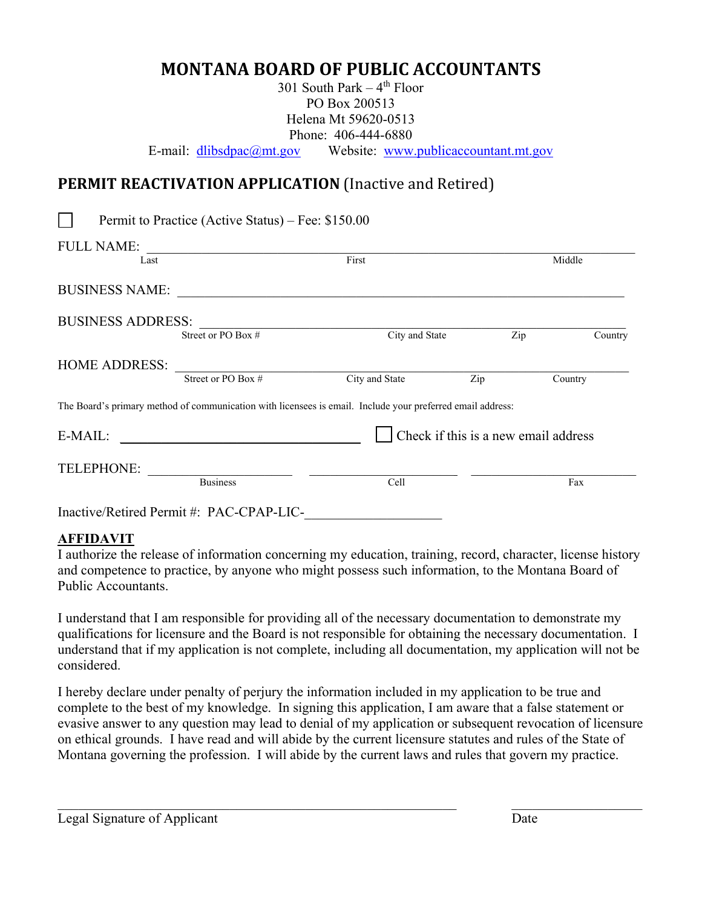# MONTANA BOARD OF PUBLIC ACCOUNTANTS

301 South Park – 4th Floor
PO Box 200513
Helena Mt 59620-0513
Phone: 406-444-6880
E-mail: dlibsdpac@mt.gov Website: www.publicaccountant.mt.gov

## PERMIT REACTIVATION APPLICATION (Inactive and Retired)

☐ Permit to Practice (Active Status) – Fee: $150.00

FULL NAME: ______________________________________________
Last First Middle

BUSINESS NAME: ______________________________________________

BUSINESS ADDRESS: ______________________________________________
Street or PO Box # City and State Zip Country

HOME ADDRESS: ______________________________________________
Street or PO Box # City and State Zip Country

The Board's primary method of communication with licensees is email. Include your preferred email address:

E-MAIL: ______________________ ☐ Check if this is a new email address

TELEPHONE: ______________ ______________ ______________
Business Cell Fax

Inactive/Retired Permit #: PAC-CPAP-LIC-____________

**AFFIDAVIT**

I authorize the release of information concerning my education, training, record, character, license history and competence to practice, by anyone who might possess such information, to the Montana Board of Public Accountants.

I understand that I am responsible for providing all of the necessary documentation to demonstrate my qualifications for licensure and the Board is not responsible for obtaining the necessary documentation. I understand that if my application is not complete, including all documentation, my application will not be considered.

I hereby declare under penalty of perjury the information included in my application to be true and complete to the best of my knowledge. In signing this application, I am aware that a false statement or evasive answer to any question may lead to denial of my application or subsequent revocation of licensure on ethical grounds. I have read and will abide by the current licensure statutes and rules of the State of Montana governing the profession. I will abide by the current laws and rules that govern my practice.

______________________________________________ ______________
Legal Signature of Applicant Date